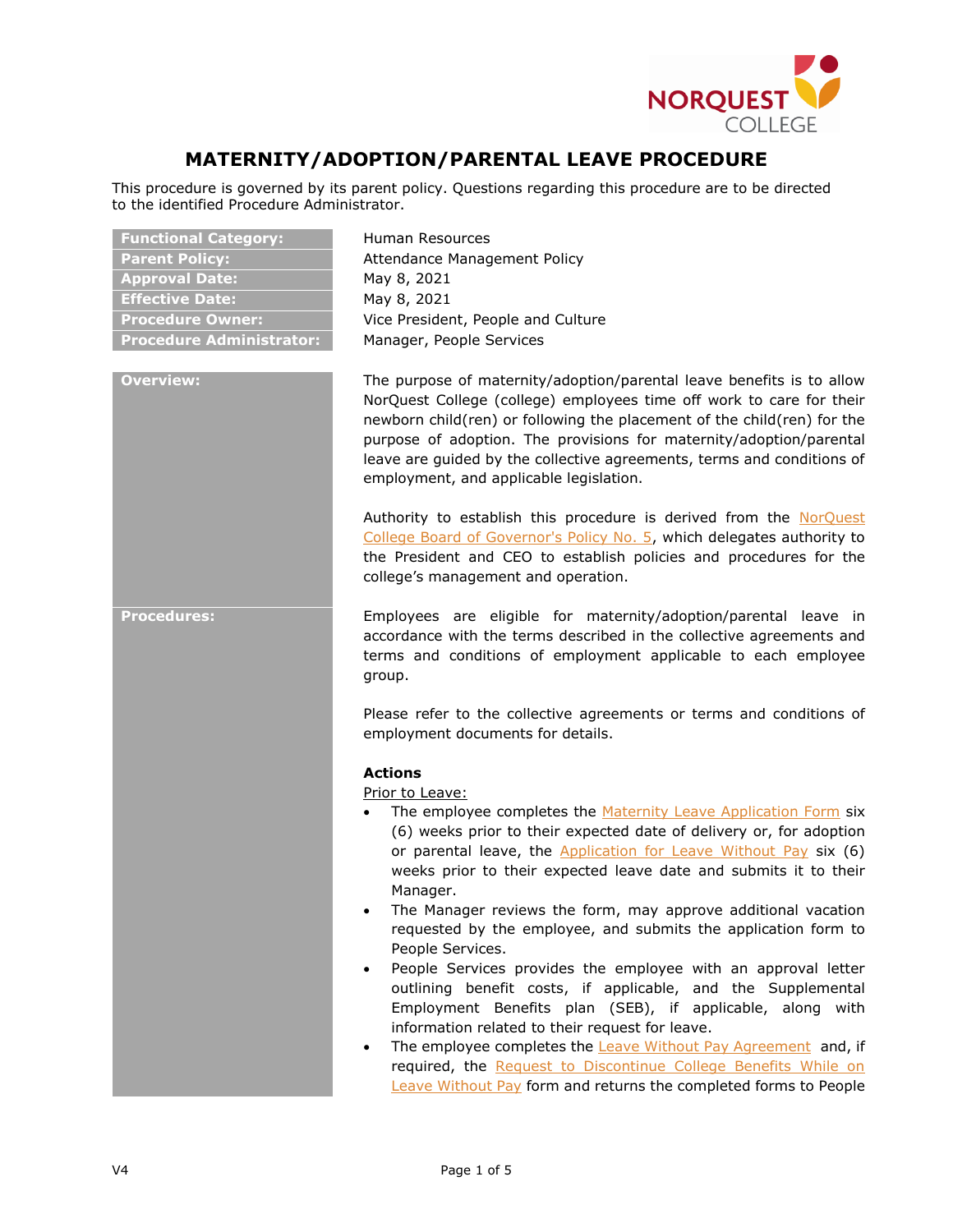# MATERNITY/ADOPTION/PARENTAL LEAVE PROCEDURE

This procedure is governed by its parent policy. Questions regarding this procedure are to be directed to the identified Procedure Administrator.

| | |
|---|---|
| **Functional Category:** | Human Resources |
| **Parent Policy:** | Attendance Management Policy |
| **Approval Date:** | May 8, 2021 |
| **Effective Date:** | May 8, 2021 |
| **Procedure Owner:** | Vice President, People and Culture |
| **Procedure Administrator:** | Manager, People Services |

**Overview:**

The purpose of maternity/adoption/parental leave benefits is to allow NorQuest College (college) employees time off work to care for their newborn child(ren) or following the placement of the child(ren) for the purpose of adoption. The provisions for maternity/adoption/parental leave are guided by the collective agreements, terms and conditions of employment, and applicable legislation.

Authority to establish this procedure is derived from the NorQuest College Board of Governor's Policy No. 5, which delegates authority to the President and CEO to establish policies and procedures for the college's management and operation.

**Procedures:**

Employees are eligible for maternity/adoption/parental leave in accordance with the terms described in the collective agreements and terms and conditions of employment applicable to each employee group.

Please refer to the collective agreements or terms and conditions of employment documents for details.

**Actions**

Prior to Leave:

- The employee completes the Maternity Leave Application Form six (6) weeks prior to their expected date of delivery or, for adoption or parental leave, the Application for Leave Without Pay six (6) weeks prior to their expected leave date and submits it to their Manager.
- The Manager reviews the form, may approve additional vacation requested by the employee, and submits the application form to People Services.
- People Services provides the employee with an approval letter outlining benefit costs, if applicable, and the Supplemental Employment Benefits plan (SEB), if applicable, along with information related to their request for leave.
- The employee completes the Leave Without Pay Agreement and, if required, the Request to Discontinue College Benefits While on Leave Without Pay form and returns the completed forms to People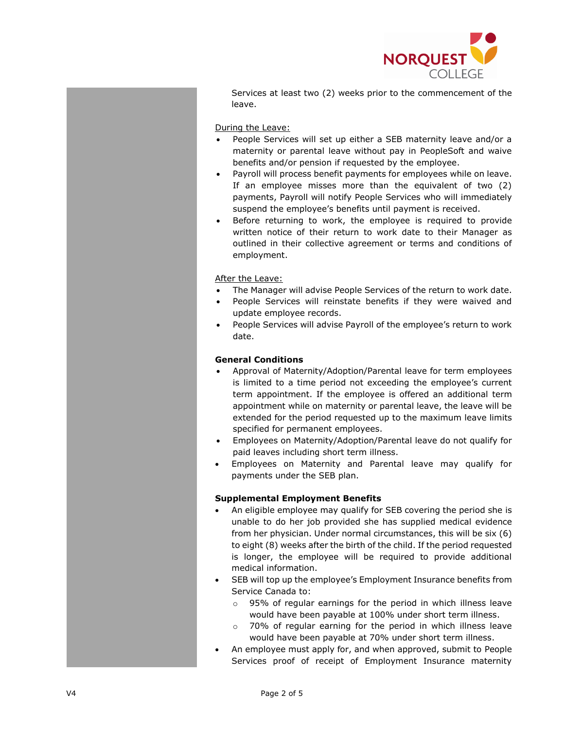Services at least two (2) weeks prior to the commencement of the leave.

During the Leave:

- People Services will set up either a SEB maternity leave and/or a maternity or parental leave without pay in PeopleSoft and waive benefits and/or pension if requested by the employee.
- Payroll will process benefit payments for employees while on leave. If an employee misses more than the equivalent of two (2) payments, Payroll will notify People Services who will immediately suspend the employee's benefits until payment is received.
- Before returning to work, the employee is required to provide written notice of their return to work date to their Manager as outlined in their collective agreement or terms and conditions of employment.

After the Leave:

- The Manager will advise People Services of the return to work date.
- People Services will reinstate benefits if they were waived and update employee records.
- People Services will advise Payroll of the employee's return to work date.

**General Conditions**

- Approval of Maternity/Adoption/Parental leave for term employees is limited to a time period not exceeding the employee's current term appointment. If the employee is offered an additional term appointment while on maternity or parental leave, the leave will be extended for the period requested up to the maximum leave limits specified for permanent employees.
- Employees on Maternity/Adoption/Parental leave do not qualify for paid leaves including short term illness.
- Employees on Maternity and Parental leave may qualify for payments under the SEB plan.

**Supplemental Employment Benefits**

- An eligible employee may qualify for SEB covering the period she is unable to do her job provided she has supplied medical evidence from her physician. Under normal circumstances, this will be six (6) to eight (8) weeks after the birth of the child. If the period requested is longer, the employee will be required to provide additional medical information.
- SEB will top up the employee's Employment Insurance benefits from Service Canada to:
  - 95% of regular earnings for the period in which illness leave would have been payable at 100% under short term illness.
  - 70% of regular earning for the period in which illness leave would have been payable at 70% under short term illness.
- An employee must apply for, and when approved, submit to People Services proof of receipt of Employment Insurance maternity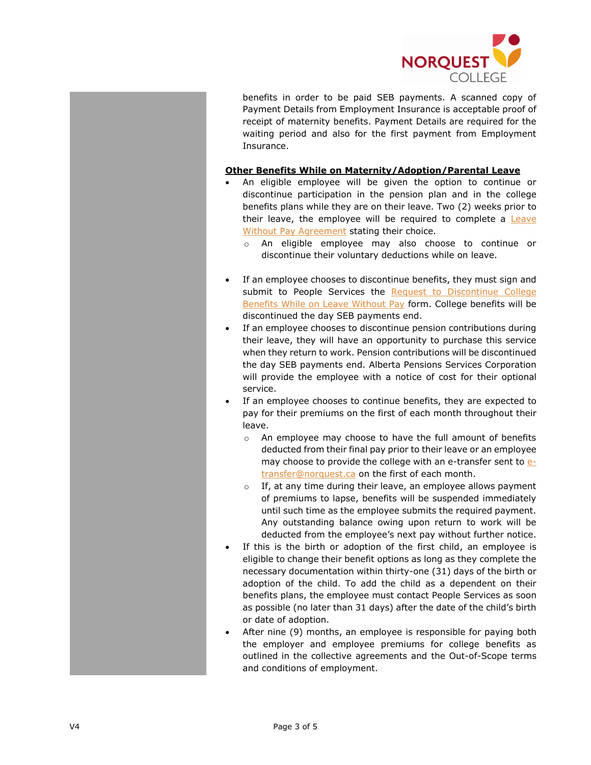benefits in order to be paid SEB payments. A scanned copy of Payment Details from Employment Insurance is acceptable proof of receipt of maternity benefits. Payment Details are required for the waiting period and also for the first payment from Employment Insurance.

**Other Benefits While on Maternity/Adoption/Parental Leave**

- An eligible employee will be given the option to continue or discontinue participation in the pension plan and in the college benefits plans while they are on their leave. Two (2) weeks prior to their leave, the employee will be required to complete a Leave Without Pay Agreement stating their choice.
  - An eligible employee may also choose to continue or discontinue their voluntary deductions while on leave.

- If an employee chooses to discontinue benefits, they must sign and submit to People Services the Request to Discontinue College Benefits While on Leave Without Pay form. College benefits will be discontinued the day SEB payments end.
- If an employee chooses to discontinue pension contributions during their leave, they will have an opportunity to purchase this service when they return to work. Pension contributions will be discontinued the day SEB payments end. Alberta Pensions Services Corporation will provide the employee with a notice of cost for their optional service.
- If an employee chooses to continue benefits, they are expected to pay for their premiums on the first of each month throughout their leave.
  - An employee may choose to have the full amount of benefits deducted from their final pay prior to their leave or an employee may choose to provide the college with an e-transfer sent to e-transfer@norquest.ca on the first of each month.
  - If, at any time during their leave, an employee allows payment of premiums to lapse, benefits will be suspended immediately until such time as the employee submits the required payment. Any outstanding balance owing upon return to work will be deducted from the employee's next pay without further notice.
- If this is the birth or adoption of the first child, an employee is eligible to change their benefit options as long as they complete the necessary documentation within thirty-one (31) days of the birth or adoption of the child. To add the child as a dependent on their benefits plans, the employee must contact People Services as soon as possible (no later than 31 days) after the date of the child's birth or date of adoption.
- After nine (9) months, an employee is responsible for paying both the employer and employee premiums for college benefits as outlined in the collective agreements and the Out-of-Scope terms and conditions of employment.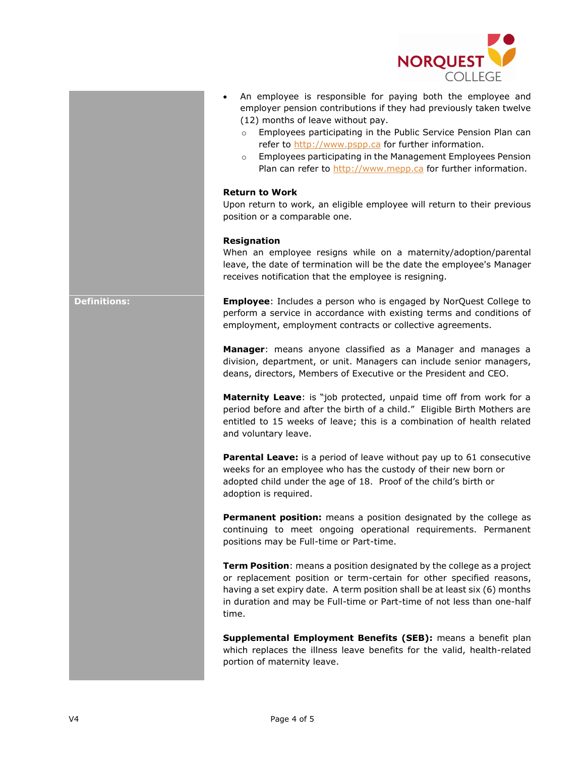- An employee is responsible for paying both the employee and employer pension contributions if they had previously taken twelve (12) months of leave without pay.
  - Employees participating in the Public Service Pension Plan can refer to http://www.pspp.ca for further information.
  - Employees participating in the Management Employees Pension Plan can refer to http://www.mepp.ca for further information.

**Return to Work**

Upon return to work, an eligible employee will return to their previous position or a comparable one.

**Resignation**

When an employee resigns while on a maternity/adoption/parental leave, the date of termination will be the date the employee's Manager receives notification that the employee is resigning.

## Definitions:

**Employee**: Includes a person who is engaged by NorQuest College to perform a service in accordance with existing terms and conditions of employment, employment contracts or collective agreements.

**Manager**: means anyone classified as a Manager and manages a division, department, or unit. Managers can include senior managers, deans, directors, Members of Executive or the President and CEO.

**Maternity Leave**: is "job protected, unpaid time off from work for a period before and after the birth of a child." Eligible Birth Mothers are entitled to 15 weeks of leave; this is a combination of health related and voluntary leave.

**Parental Leave:** is a period of leave without pay up to 61 consecutive weeks for an employee who has the custody of their new born or adopted child under the age of 18. Proof of the child's birth or adoption is required.

**Permanent position:** means a position designated by the college as continuing to meet ongoing operational requirements. Permanent positions may be Full-time or Part-time.

**Term Position**: means a position designated by the college as a project or replacement position or term-certain for other specified reasons, having a set expiry date. A term position shall be at least six (6) months in duration and may be Full-time or Part-time of not less than one-half time.

**Supplemental Employment Benefits (SEB):** means a benefit plan which replaces the illness leave benefits for the valid, health-related portion of maternity leave.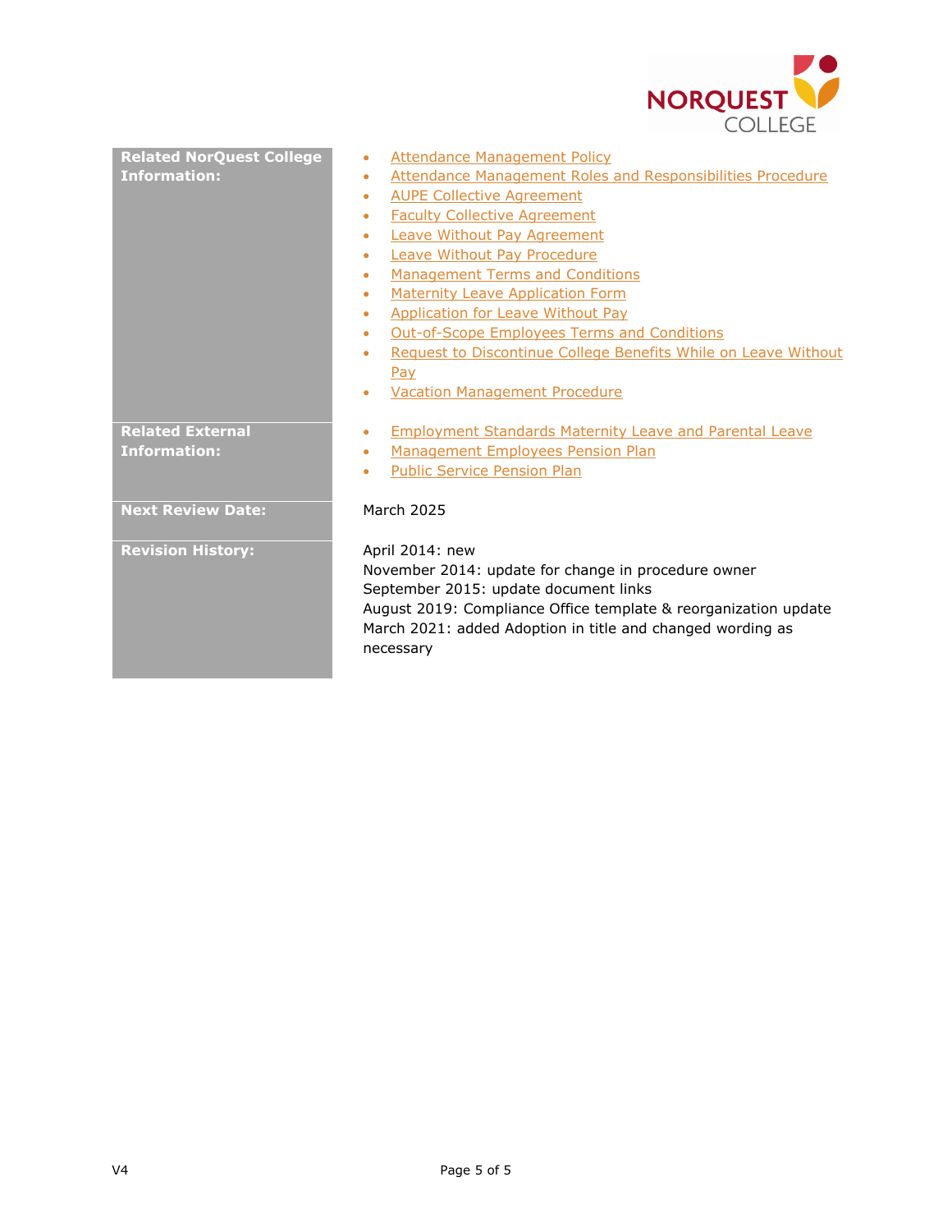| | |
|---|---|
| **Related NorQuest College Information:** | • Attendance Management Policy<br>• Attendance Management Roles and Responsibilities Procedure<br>• AUPE Collective Agreement<br>• Faculty Collective Agreement<br>• Leave Without Pay Agreement<br>• Leave Without Pay Procedure<br>• Management Terms and Conditions<br>• Maternity Leave Application Form<br>• Application for Leave Without Pay<br>• Out-of-Scope Employees Terms and Conditions<br>• Request to Discontinue College Benefits While on Leave Without Pay<br>• Vacation Management Procedure |
| **Related External Information:** | • Employment Standards Maternity Leave and Parental Leave<br>• Management Employees Pension Plan<br>• Public Service Pension Plan |
| **Next Review Date:** | March 2025 |
| **Revision History:** | April 2014: new<br>November 2014: update for change in procedure owner<br>September 2015: update document links<br>August 2019: Compliance Office template & reorganization update<br>March 2021: added Adoption in title and changed wording as necessary |

V4